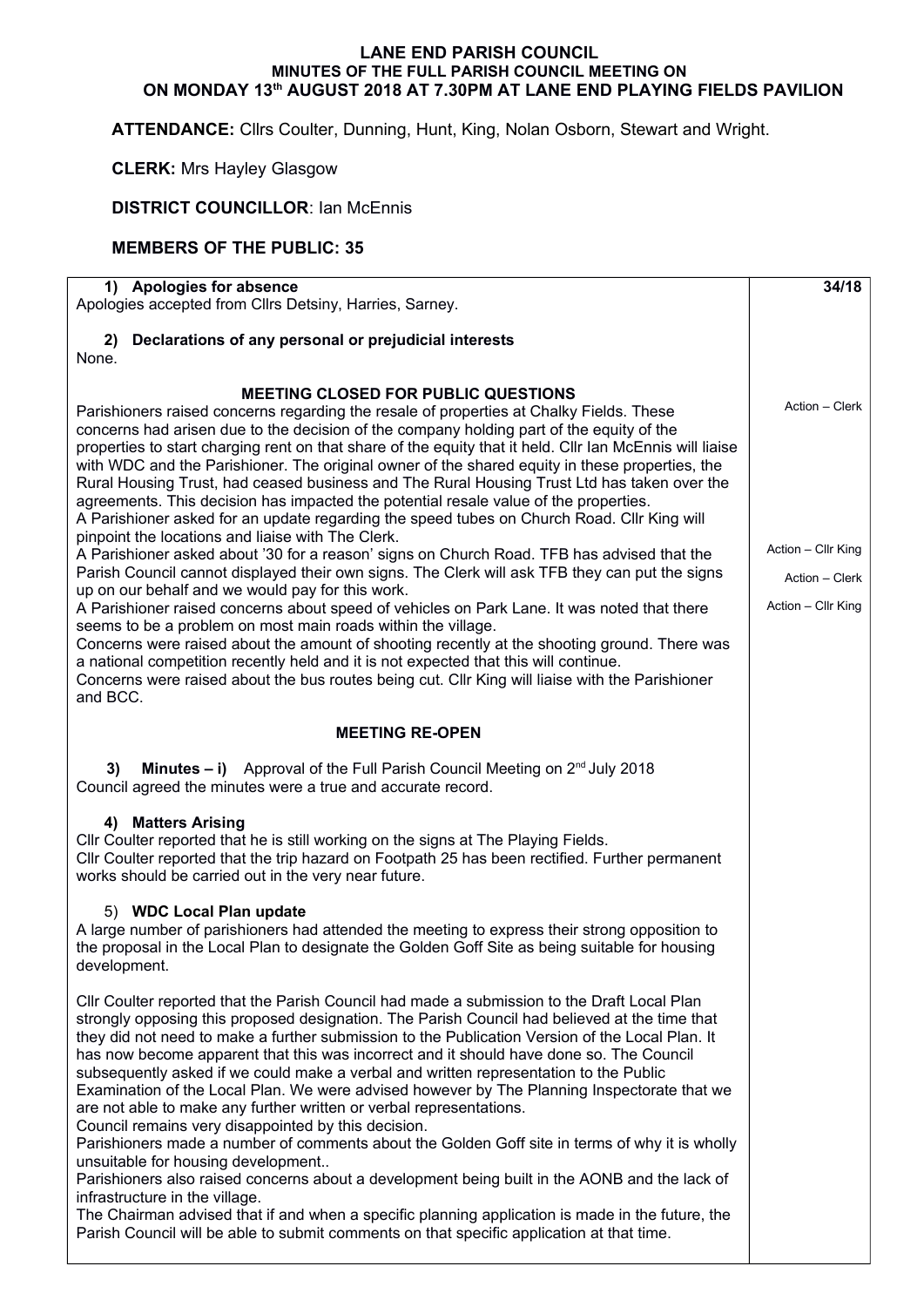# LANE END PARISH COUNCIL
## MINUTES OF THE FULL PARISH COUNCIL MEETING ON
## ON MONDAY 13th AUGUST 2018 AT 7.30PM AT LANE END PLAYING FIELDS PAVILION

**ATTENDANCE:** Cllrs Coulter, Dunning, Hunt, King, Nolan Osborn, Stewart and Wright.

**CLERK:** Mrs Hayley Glasgow

**DISTRICT COUNCILLOR**: Ian McEnnis

**MEMBERS OF THE PUBLIC: 35**

| | **34/18** |
|---|---|
| **1) Apologies for absence**<br>Apologies accepted from Cllrs Detsiny, Harries, Sarney.<br><br>**2) Declarations of any personal or prejudicial interests**<br>None.<br><br>**MEETING CLOSED FOR PUBLIC QUESTIONS**<br>Parishioners raised concerns regarding the resale of properties at Chalky Fields. These concerns had arisen due to the decision of the company holding part of the equity of the properties to start charging rent on that share of the equity that it held. Cllr Ian McEnnis will liaise with WDC and the Parishioner. The original owner of the shared equity in these properties, the Rural Housing Trust, had ceased business and The Rural Housing Trust Ltd has taken over the agreements. This decision has impacted the potential resale value of the properties.<br>A Parishioner asked for an update regarding the speed tubes on Church Road. Cllr King will pinpoint the locations and liaise with The Clerk.<br>A Parishioner asked about '30 for a reason' signs on Church Road. TFB has advised that the Parish Council cannot displayed their own signs. The Clerk will ask TFB they can put the signs up on our behalf and we would pay for this work.<br>A Parishioner raised concerns about speed of vehicles on Park Lane. It was noted that there seems to be a problem on most main roads within the village.<br>Concerns were raised about the amount of shooting recently at the shooting ground. There was a national competition recently held and it is not expected that this will continue.<br>Concerns were raised about the bus routes being cut. Cllr King will liaise with the Parishioner and BCC. | Action – Clerk<br><br>Action – Cllr King<br>Action – Clerk<br>Action – Cllr King |
| **MEETING RE-OPEN**<br><br>**3) Minutes – i)** Approval of the Full Parish Council Meeting on 2nd July 2018<br>Council agreed the minutes were a true and accurate record.<br><br>**4) Matters Arising**<br>Cllr Coulter reported that he is still working on the signs at The Playing Fields.<br>Cllr Coulter reported that the trip hazard on Footpath 25 has been rectified. Further permanent works should be carried out in the very near future.<br><br>5) **WDC Local Plan update**<br>A large number of parishioners had attended the meeting to express their strong opposition to the proposal in the Local Plan to designate the Golden Goff Site as being suitable for housing development.<br><br>Cllr Coulter reported that the Parish Council had made a submission to the Draft Local Plan strongly opposing this proposed designation. The Parish Council had believed at the time that they did not need to make a further submission to the Publication Version of the Local Plan. It has now become apparent that this was incorrect and it should have done so. The Council subsequently asked if we could make a verbal and written representation to the Public Examination of the Local Plan. We were advised however by The Planning Inspectorate that we are not able to make any further written or verbal representations.<br>Council remains very disappointed by this decision.<br>Parishioners made a number of comments about the Golden Goff site in terms of why it is wholly unsuitable for housing development..<br>Parishioners also raised concerns about a development being built in the AONB and the lack of infrastructure in the village.<br>The Chairman advised that if and when a specific planning application is made in the future, the Parish Council will be able to submit comments on that specific application at that time. | |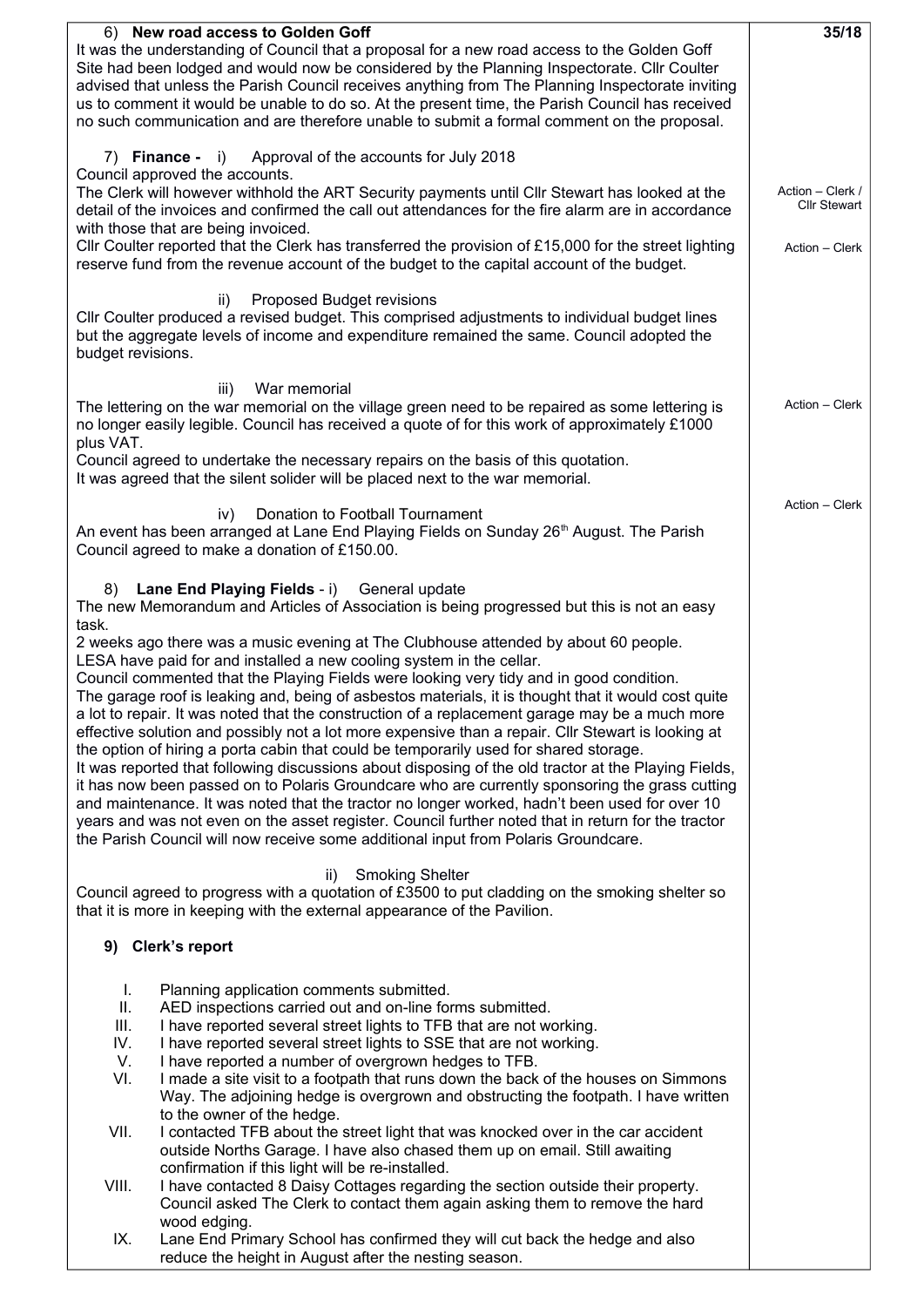35/18

**6) New road access to Golden Goff**

It was the understanding of Council that a proposal for a new road access to the Golden Goff Site had been lodged and would now be considered by the Planning Inspectorate. Cllr Coulter advised that unless the Parish Council receives anything from The Planning Inspectorate inviting us to comment it would be unable to do so. At the present time, the Parish Council has received no such communication and are therefore unable to submit a formal comment on the proposal.

**7) Finance -** i) Approval of the accounts for July 2018

Council approved the accounts.

The Clerk will however withhold the ART Security payments until Cllr Stewart has looked at the detail of the invoices and confirmed the call out attendances for the fire alarm are in accordance with those that are being invoiced. *Action – Clerk / Cllr Stewart*

Cllr Coulter reported that the Clerk has transferred the provision of £15,000 for the street lighting reserve fund from the revenue account of the budget to the capital account of the budget. *Action – Clerk*

ii) Proposed Budget revisions

Cllr Coulter produced a revised budget. This comprised adjustments to individual budget lines but the aggregate levels of income and expenditure remained the same. Council adopted the budget revisions.

iii) War memorial

The lettering on the war memorial on the village green need to be repaired as some lettering is no longer easily legible. Council has received a quote of for this work of approximately £1000 plus VAT. *Action – Clerk*

Council agreed to undertake the necessary repairs on the basis of this quotation.

It was agreed that the silent solider will be placed next to the war memorial.

iv) Donation to Football Tournament *Action – Clerk*

An event has been arranged at Lane End Playing Fields on Sunday 26th August. The Parish Council agreed to make a donation of £150.00.

**8) Lane End Playing Fields** - i) General update

The new Memorandum and Articles of Association is being progressed but this is not an easy task.

2 weeks ago there was a music evening at The Clubhouse attended by about 60 people.

LESA have paid for and installed a new cooling system in the cellar.

Council commented that the Playing Fields were looking very tidy and in good condition.

The garage roof is leaking and, being of asbestos materials, it is thought that it would cost quite a lot to repair. It was noted that the construction of a replacement garage may be a much more effective solution and possibly not a lot more expensive than a repair. Cllr Stewart is looking at the option of hiring a porta cabin that could be temporarily used for shared storage.

It was reported that following discussions about disposing of the old tractor at the Playing Fields, it has now been passed on to Polaris Groundcare who are currently sponsoring the grass cutting and maintenance. It was noted that the tractor no longer worked, hadn't been used for over 10 years and was not even on the asset register. Council further noted that in return for the tractor the Parish Council will now receive some additional input from Polaris Groundcare.

ii) Smoking Shelter

Council agreed to progress with a quotation of £3500 to put cladding on the smoking shelter so that it is more in keeping with the external appearance of the Pavilion.

**9) Clerk's report**

I. Planning application comments submitted.
II. AED inspections carried out and on-line forms submitted.
III. I have reported several street lights to TFB that are not working.
IV. I have reported several street lights to SSE that are not working.
V. I have reported a number of overgrown hedges to TFB.
VI. I made a site visit to a footpath that runs down the back of the houses on Simmons Way. The adjoining hedge is overgrown and obstructing the footpath. I have written to the owner of the hedge.
VII. I contacted TFB about the street light that was knocked over in the car accident outside Norths Garage. I have also chased them up on email. Still awaiting confirmation if this light will be re-installed.
VIII. I have contacted 8 Daisy Cottages regarding the section outside their property. Council asked The Clerk to contact them again asking them to remove the hard wood edging.
IX. Lane End Primary School has confirmed they will cut back the hedge and also reduce the height in August after the nesting season.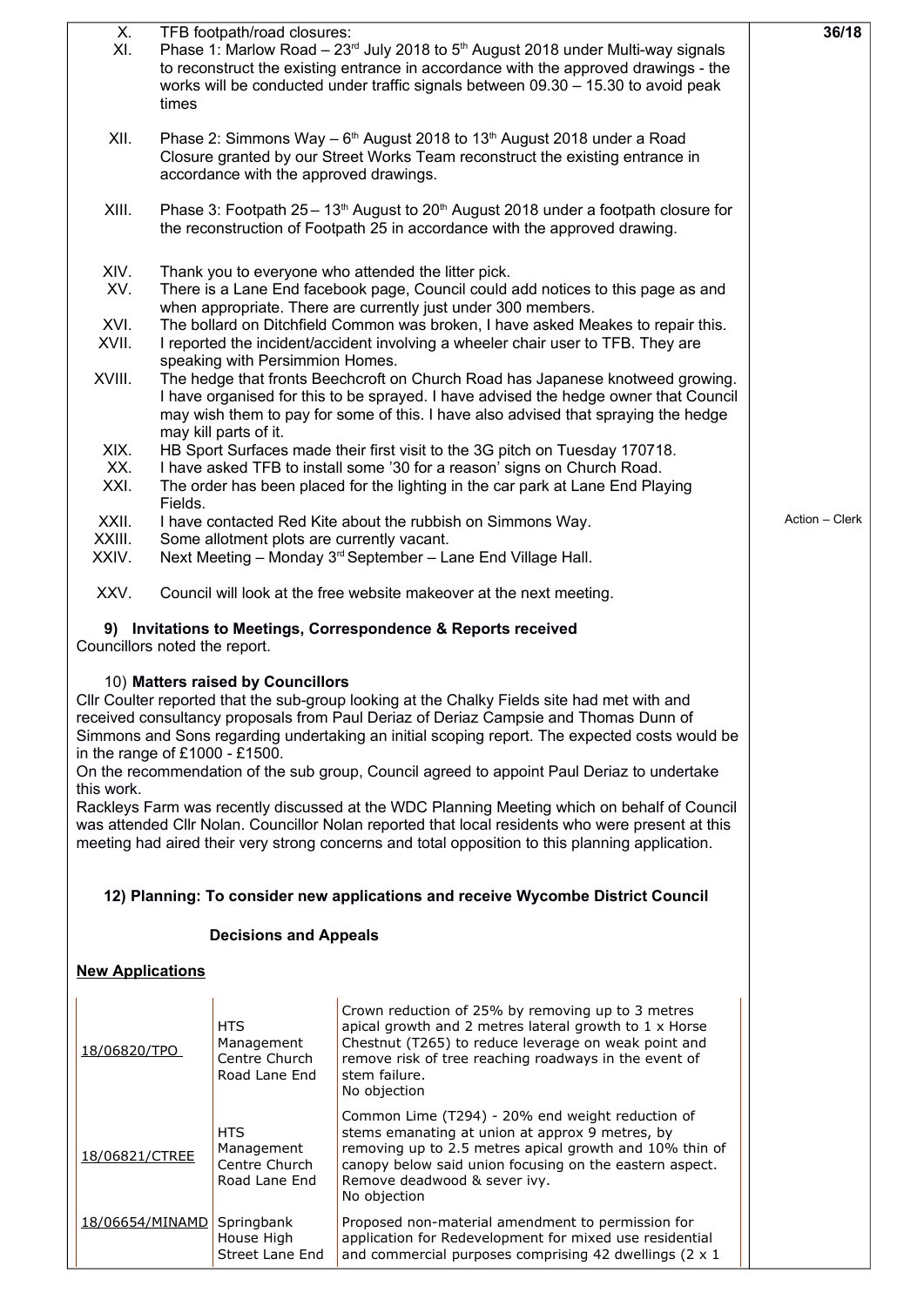X. TFB footpath/road closures:

XI. Phase 1: Marlow Road – 23rd July 2018 to 5th August 2018 under Multi-way signals to reconstruct the existing entrance in accordance with the approved drawings - the works will be conducted under traffic signals between 09.30 – 15.30 to avoid peak times

XII. Phase 2: Simmons Way – 6th August 2018 to 13th August 2018 under a Road Closure granted by our Street Works Team reconstruct the existing entrance in accordance with the approved drawings.

XIII. Phase 3: Footpath 25 – 13th August to 20th August 2018 under a footpath closure for the reconstruction of Footpath 25 in accordance with the approved drawing.

XIV. Thank you to everyone who attended the litter pick.

XV. There is a Lane End facebook page, Council could add notices to this page as and when appropriate. There are currently just under 300 members.

XVI. The bollard on Ditchfield Common was broken, I have asked Meakes to repair this.

XVII. I reported the incident/accident involving a wheeler chair user to TFB. They are speaking with Persimmion Homes.

XVIII. The hedge that fronts Beechcroft on Church Road has Japanese knotweed growing. I have organised for this to be sprayed. I have advised the hedge owner that Council may wish them to pay for some of this. I have also advised that spraying the hedge may kill parts of it.

XIX. HB Sport Surfaces made their first visit to the 3G pitch on Tuesday 170718.

XX. I have asked TFB to install some '30 for a reason' signs on Church Road.

XXI. The order has been placed for the lighting in the car park at Lane End Playing Fields.

XXII. I have contacted Red Kite about the rubbish on Simmons Way. — Action – Clerk

XXIII. Some allotment plots are currently vacant.

XXIV. Next Meeting – Monday 3rd September – Lane End Village Hall.

XXV. Council will look at the free website makeover at the next meeting.

### 9) Invitations to Meetings, Correspondence & Reports received

Councillors noted the report.

### 10) Matters raised by Councillors

Cllr Coulter reported that the sub-group looking at the Chalky Fields site had met with and received consultancy proposals from Paul Deriaz of Deriaz Campsie and Thomas Dunn of Simmons and Sons regarding undertaking an initial scoping report. The expected costs would be in the range of £1000 - £1500.

On the recommendation of the sub group, Council agreed to appoint Paul Deriaz to undertake this work.

Rackleys Farm was recently discussed at the WDC Planning Meeting which on behalf of Council was attended Cllr Nolan. Councillor Nolan reported that local residents who were present at this meeting had aired their very strong concerns and total opposition to this planning application.

### 12) Planning: To consider new applications and receive Wycombe District Council Decisions and Appeals

**New Applications**

| | | |
|---|---|---|
| 18/06820/TPO | HTS Management Centre Church Road Lane End | Crown reduction of 25% by removing up to 3 metres apical growth and 2 metres lateral growth to 1 x Horse Chestnut (T265) to reduce leverage on weak point and remove risk of tree reaching roadways in the event of stem failure. No objection |
| 18/06821/CTREE | HTS Management Centre Church Road Lane End | Common Lime (T294) - 20% end weight reduction of stems emanating at union at approx 9 metres, by removing up to 2.5 metres apical growth and 10% thin of canopy below said union focusing on the eastern aspect. Remove deadwood & sever ivy. No objection |
| 18/06654/MINAMD | Springbank House High Street Lane End | Proposed non-material amendment to permission for application for Redevelopment for mixed use residential and commercial purposes comprising 42 dwellings (2 x 1 |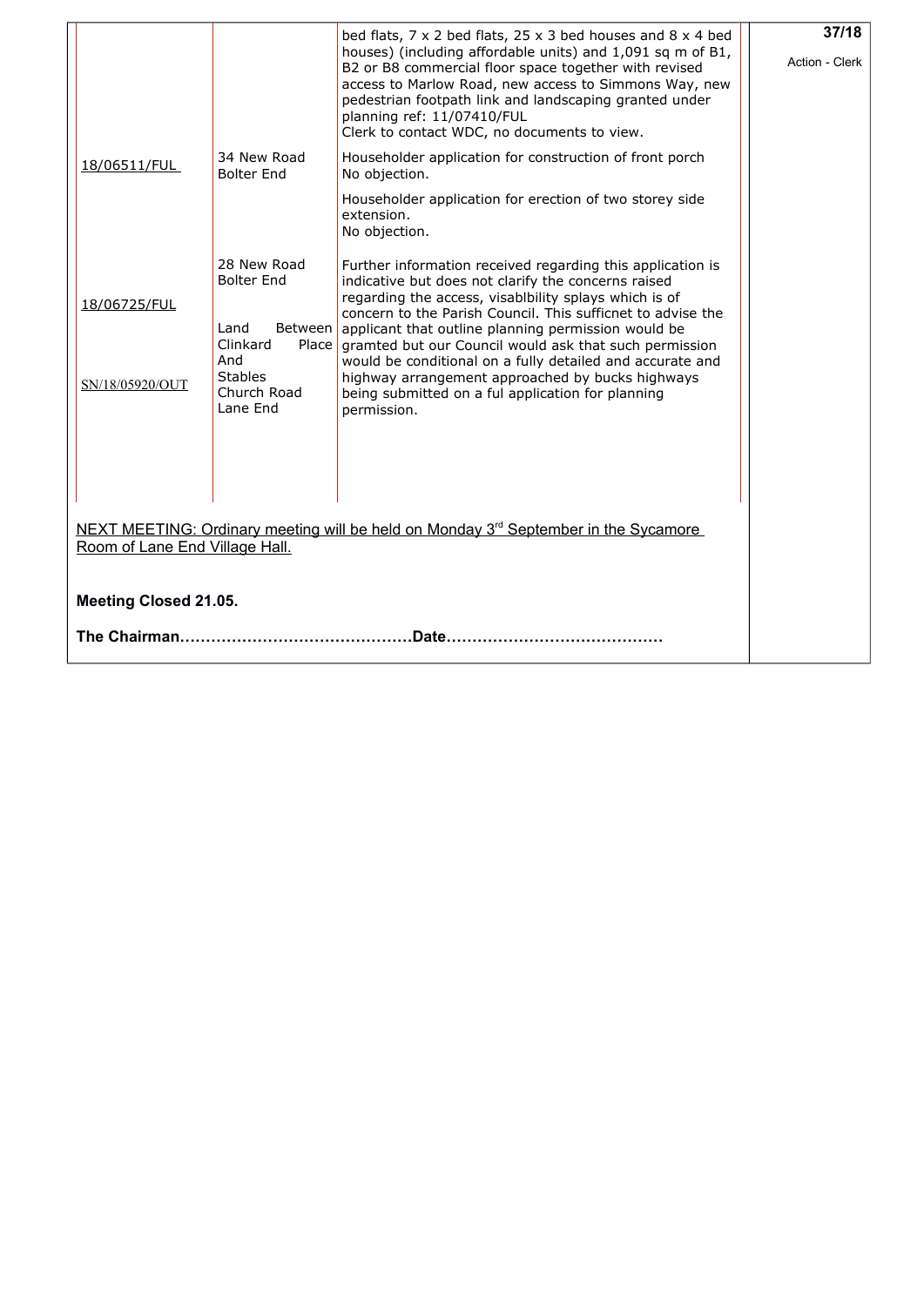| | | | |
|---|---|---|---|
| | | bed flats, 7 x 2 bed flats, 25 x 3 bed houses and 8 x 4 bed houses) (including affordable units) and 1,091 sq m of B1, B2 or B8 commercial floor space together with revised access to Marlow Road, new access to Simmons Way, new pedestrian footpath link and landscaping granted under planning ref: 11/07410/FUL<br>Clerk to contact WDC, no documents to view. | **37/18**<br>Action - Clerk |
| 18/06511/FUL | 34 New Road Bolter End | Householder application for construction of front porch<br>No objection. | |
| 18/06725/FUL | 28 New Road Bolter End | Householder application for erection of two storey side extension.<br>No objection. | |
| SN/18/05920/OUT | Land Between Clinkard Place And Stables Church Road Lane End | Further information received regarding this application is indicative but does not clarify the concerns raised regarding the access, visablbility splays which is of concern to the Parish Council. This sufficnet to advise the applicant that outline planning permission would be gramted but our Council would ask that such permission would be conditional on a fully detailed and accurate and highway arrangement approached by bucks highways being submitted on a ful application for planning permission. | |

NEXT MEETING: Ordinary meeting will be held on Monday 3rd September in the Sycamore Room of Lane End Village Hall.

**Meeting Closed 21.05.**

**The Chairman……………………………………Date……………………………………**